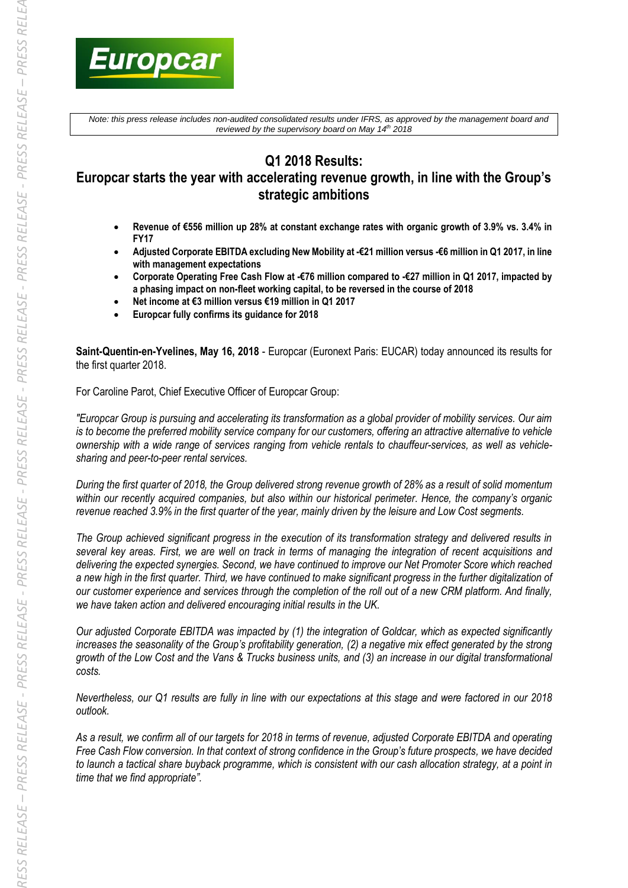*Note: this press release includes non-audited consolidated results under IFRS, as approved by the management board and reviewed by the supervisory board on May 14th 2018*

# Q1 2018 Results:
## Europcar starts the year with accelerating revenue growth, in line with the Group's strategic ambitions

- **Revenue of €556 million up 28% at constant exchange rates with organic growth of 3.9% vs. 3.4% in FY17**
- **Adjusted Corporate EBITDA excluding New Mobility at -€21 million versus -€6 million in Q1 2017, in line with management expectations**
- **Corporate Operating Free Cash Flow at -€76 million compared to -€27 million in Q1 2017, impacted by a phasing impact on non-fleet working capital, to be reversed in the course of 2018**
- **Net income at €3 million versus €19 million in Q1 2017**
- **Europcar fully confirms its guidance for 2018**

**Saint-Quentin-en-Yvelines, May 16, 2018** - Europcar (Euronext Paris: EUCAR) today announced its results for the first quarter 2018.

For Caroline Parot, Chief Executive Officer of Europcar Group:

*"Europcar Group is pursuing and accelerating its transformation as a global provider of mobility services. Our aim is to become the preferred mobility service company for our customers, offering an attractive alternative to vehicle ownership with a wide range of services ranging from vehicle rentals to chauffeur-services, as well as vehicle-sharing and peer-to-peer rental services.*

*During the first quarter of 2018, the Group delivered strong revenue growth of 28% as a result of solid momentum within our recently acquired companies, but also within our historical perimeter. Hence, the company's organic revenue reached 3.9% in the first quarter of the year, mainly driven by the leisure and Low Cost segments.*

*The Group achieved significant progress in the execution of its transformation strategy and delivered results in several key areas. First, we are well on track in terms of managing the integration of recent acquisitions and delivering the expected synergies. Second, we have continued to improve our Net Promoter Score which reached a new high in the first quarter. Third, we have continued to make significant progress in the further digitalization of our customer experience and services through the completion of the roll out of a new CRM platform. And finally, we have taken action and delivered encouraging initial results in the UK.*

*Our adjusted Corporate EBITDA was impacted by (1) the integration of Goldcar, which as expected significantly increases the seasonality of the Group's profitability generation, (2) a negative mix effect generated by the strong growth of the Low Cost and the Vans & Trucks business units, and (3) an increase in our digital transformational costs.*

*Nevertheless, our Q1 results are fully in line with our expectations at this stage and were factored in our 2018 outlook.*

*As a result, we confirm all of our targets for 2018 in terms of revenue, adjusted Corporate EBITDA and operating Free Cash Flow conversion. In that context of strong confidence in the Group's future prospects, we have decided to launch a tactical share buyback programme, which is consistent with our cash allocation strategy, at a point in time that we find appropriate".*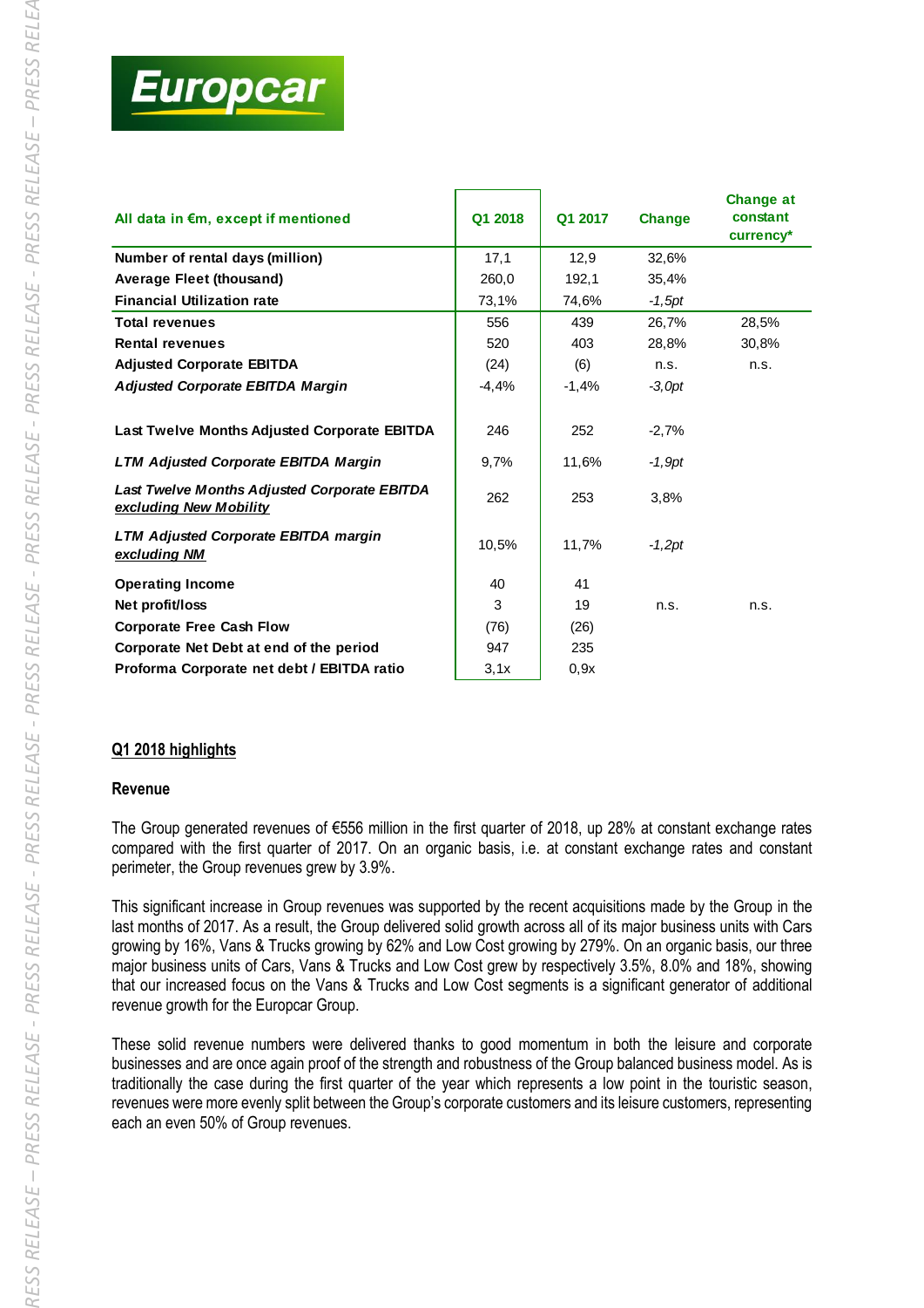| All data in €m, except if mentioned | Q1 2018 | Q1 2017 | Change | Change at constant currency* |
|---|---|---|---|---|
| **Number of rental days (million)** | 17,1 | 12,9 | 32,6% | |
| **Average Fleet (thousand)** | 260,0 | 192,1 | 35,4% | |
| **Financial Utilization rate** | 73,1% | 74,6% | *-1,5pt* | |
| **Total revenues** | 556 | 439 | 26,7% | 28,5% |
| **Rental revenues** | 520 | 403 | 28,8% | 30,8% |
| **Adjusted Corporate EBITDA** | (24) | (6) | n.s. | n.s. |
| ***Adjusted Corporate EBITDA Margin*** | -4,4% | -1,4% | *-3,0pt* | |
| **Last Twelve Months Adjusted Corporate EBITDA** | 246 | 252 | -2,7% | |
| ***LTM Adjusted Corporate EBITDA Margin*** | 9,7% | 11,6% | *-1,9pt* | |
| ***Last Twelve Months Adjusted Corporate EBITDA excluding New Mobility*** | 262 | 253 | 3,8% | |
| ***LTM Adjusted Corporate EBITDA margin excluding NM*** | 10,5% | 11,7% | *-1,2pt* | |
| **Operating Income** | 40 | 41 | | |
| **Net profit/loss** | 3 | 19 | n.s. | n.s. |
| **Corporate Free Cash Flow** | (76) | (26) | | |
| **Corporate Net Debt at end of the period** | 947 | 235 | | |
| **Proforma Corporate net debt / EBITDA ratio** | 3,1x | 0,9x | | |

## Q1 2018 highlights

### Revenue

The Group generated revenues of €556 million in the first quarter of 2018, up 28% at constant exchange rates compared with the first quarter of 2017. On an organic basis, i.e. at constant exchange rates and constant perimeter, the Group revenues grew by 3.9%.

This significant increase in Group revenues was supported by the recent acquisitions made by the Group in the last months of 2017. As a result, the Group delivered solid growth across all of its major business units with Cars growing by 16%, Vans & Trucks growing by 62% and Low Cost growing by 279%. On an organic basis, our three major business units of Cars, Vans & Trucks and Low Cost grew by respectively 3.5%, 8.0% and 18%, showing that our increased focus on the Vans & Trucks and Low Cost segments is a significant generator of additional revenue growth for the Europcar Group.

These solid revenue numbers were delivered thanks to good momentum in both the leisure and corporate businesses and are once again proof of the strength and robustness of the Group balanced business model. As is traditionally the case during the first quarter of the year which represents a low point in the touristic season, revenues were more evenly split between the Group's corporate customers and its leisure customers, representing each an even 50% of Group revenues.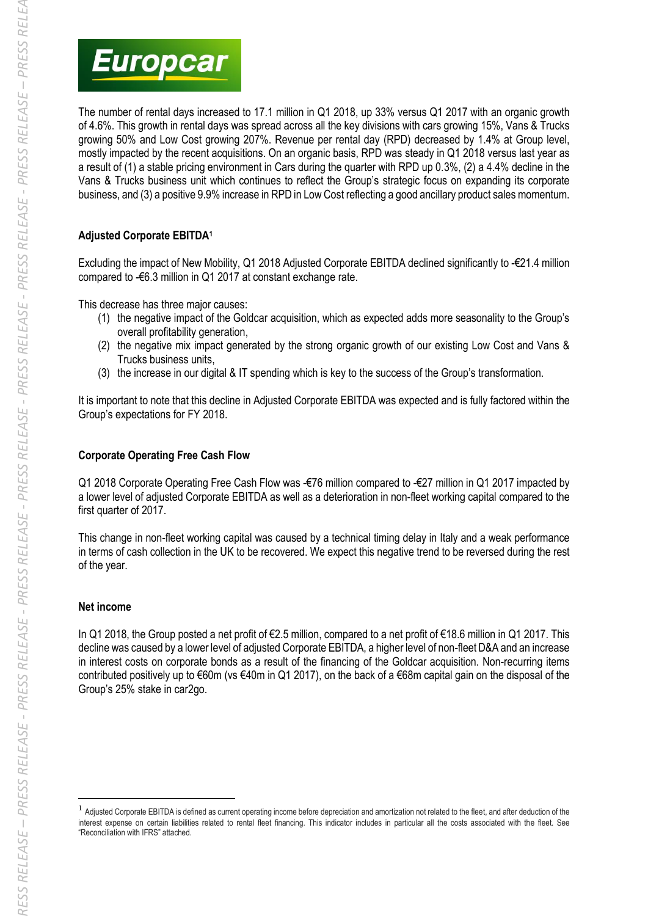The number of rental days increased to 17.1 million in Q1 2018, up 33% versus Q1 2017 with an organic growth of 4.6%. This growth in rental days was spread across all the key divisions with cars growing 15%, Vans & Trucks growing 50% and Low Cost growing 207%. Revenue per rental day (RPD) decreased by 1.4% at Group level, mostly impacted by the recent acquisitions. On an organic basis, RPD was steady in Q1 2018 versus last year as a result of (1) a stable pricing environment in Cars during the quarter with RPD up 0.3%, (2) a 4.4% decline in the Vans & Trucks business unit which continues to reflect the Group's strategic focus on expanding its corporate business, and (3) a positive 9.9% increase in RPD in Low Cost reflecting a good ancillary product sales momentum.

**Adjusted Corporate EBITDA[1]**

Excluding the impact of New Mobility, Q1 2018 Adjusted Corporate EBITDA declined significantly to -€21.4 million compared to -€6.3 million in Q1 2017 at constant exchange rate.

This decrease has three major causes:

(1) the negative impact of the Goldcar acquisition, which as expected adds more seasonality to the Group's overall profitability generation,

(2) the negative mix impact generated by the strong organic growth of our existing Low Cost and Vans & Trucks business units,

(3) the increase in our digital & IT spending which is key to the success of the Group's transformation.

It is important to note that this decline in Adjusted Corporate EBITDA was expected and is fully factored within the Group's expectations for FY 2018.

**Corporate Operating Free Cash Flow**

Q1 2018 Corporate Operating Free Cash Flow was -€76 million compared to -€27 million in Q1 2017 impacted by a lower level of adjusted Corporate EBITDA as well as a deterioration in non-fleet working capital compared to the first quarter of 2017.

This change in non-fleet working capital was caused by a technical timing delay in Italy and a weak performance in terms of cash collection in the UK to be recovered. We expect this negative trend to be reversed during the rest of the year.

**Net income**

In Q1 2018, the Group posted a net profit of €2.5 million, compared to a net profit of €18.6 million in Q1 2017. This decline was caused by a lower level of adjusted Corporate EBITDA, a higher level of non-fleet D&A and an increase in interest costs on corporate bonds as a result of the financing of the Goldcar acquisition. Non-recurring items contributed positively up to €60m (vs €40m in Q1 2017), on the back of a €68m capital gain on the disposal of the Group's 25% stake in car2go.

[1] Adjusted Corporate EBITDA is defined as current operating income before depreciation and amortization not related to the fleet, and after deduction of the interest expense on certain liabilities related to rental fleet financing. This indicator includes in particular all the costs associated with the fleet. See "Reconciliation with IFRS" attached.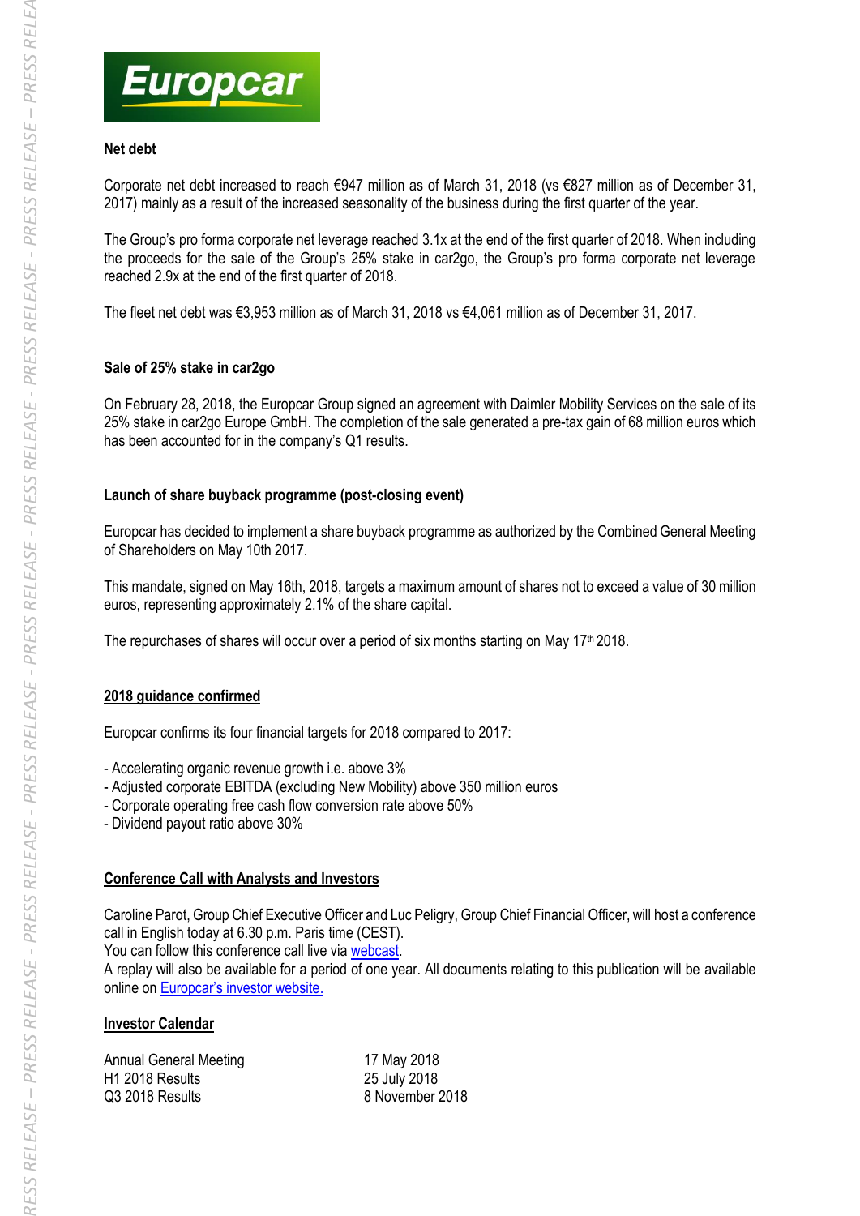**Net debt**

Corporate net debt increased to reach €947 million as of March 31, 2018 (vs €827 million as of December 31, 2017) mainly as a result of the increased seasonality of the business during the first quarter of the year.

The Group's pro forma corporate net leverage reached 3.1x at the end of the first quarter of 2018. When including the proceeds for the sale of the Group's 25% stake in car2go, the Group's pro forma corporate net leverage reached 2.9x at the end of the first quarter of 2018.

The fleet net debt was €3,953 million as of March 31, 2018 vs €4,061 million as of December 31, 2017.

**Sale of 25% stake in car2go**

On February 28, 2018, the Europcar Group signed an agreement with Daimler Mobility Services on the sale of its 25% stake in car2go Europe GmbH. The completion of the sale generated a pre-tax gain of 68 million euros which has been accounted for in the company's Q1 results.

**Launch of share buyback programme (post-closing event)**

Europcar has decided to implement a share buyback programme as authorized by the Combined General Meeting of Shareholders on May 10th 2017.

This mandate, signed on May 16th, 2018, targets a maximum amount of shares not to exceed a value of 30 million euros, representing approximately 2.1% of the share capital.

The repurchases of shares will occur over a period of six months starting on May 17th 2018.

## 2018 guidance confirmed

Europcar confirms its four financial targets for 2018 compared to 2017:

- Accelerating organic revenue growth i.e. above 3%
- Adjusted corporate EBITDA (excluding New Mobility) above 350 million euros
- Corporate operating free cash flow conversion rate above 50%
- Dividend payout ratio above 30%

## Conference Call with Analysts and Investors

Caroline Parot, Group Chief Executive Officer and Luc Peligry, Group Chief Financial Officer, will host a conference call in English today at 6.30 p.m. Paris time (CEST).
You can follow this conference call live via webcast.
A replay will also be available for a period of one year. All documents relating to this publication will be available online on Europcar's investor website.

## Investor Calendar

| | |
|---|---|
| Annual General Meeting | 17 May 2018 |
| H1 2018 Results | 25 July 2018 |
| Q3 2018 Results | 8 November 2018 |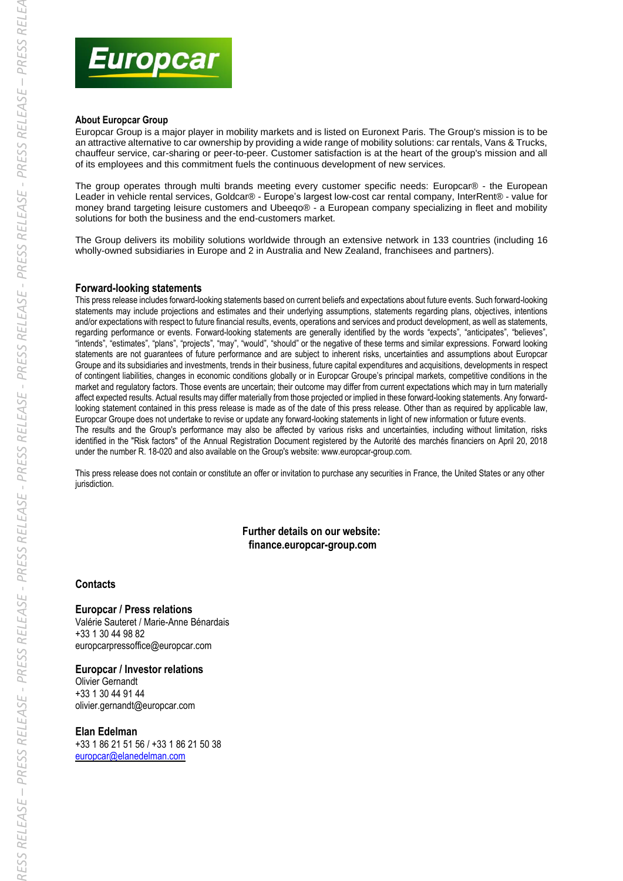Europcar

### About Europcar Group

Europcar Group is a major player in mobility markets and is listed on Euronext Paris. The Group's mission is to be an attractive alternative to car ownership by providing a wide range of mobility solutions: car rentals, Vans & Trucks, chauffeur service, car-sharing or peer-to-peer. Customer satisfaction is at the heart of the group's mission and all of its employees and this commitment fuels the continuous development of new services.

The group operates through multi brands meeting every customer specific needs: Europcar® - the European Leader in vehicle rental services, Goldcar® - Europe's largest low-cost car rental company, InterRent® - value for money brand targeting leisure customers and Ubeeqo® - a European company specializing in fleet and mobility solutions for both the business and the end-customers market.

The Group delivers its mobility solutions worldwide through an extensive network in 133 countries (including 16 wholly-owned subsidiaries in Europe and 2 in Australia and New Zealand, franchisees and partners).

### Forward-looking statements

This press release includes forward-looking statements based on current beliefs and expectations about future events. Such forward-looking statements may include projections and estimates and their underlying assumptions, statements regarding plans, objectives, intentions and/or expectations with respect to future financial results, events, operations and services and product development, as well as statements, regarding performance or events. Forward-looking statements are generally identified by the words "expects", "anticipates", "believes", "intends", "estimates", "plans", "projects", "may", "would", "should" or the negative of these terms and similar expressions. Forward looking statements are not guarantees of future performance and are subject to inherent risks, uncertainties and assumptions about Europcar Groupe and its subsidiaries and investments, trends in their business, future capital expenditures and acquisitions, developments in respect of contingent liabilities, changes in economic conditions globally or in Europcar Groupe's principal markets, competitive conditions in the market and regulatory factors. Those events are uncertain; their outcome may differ from current expectations which may in turn materially affect expected results. Actual results may differ materially from those projected or implied in these forward-looking statements. Any forward-looking statement contained in this press release is made as of the date of this press release. Other than as required by applicable law, Europcar Groupe does not undertake to revise or update any forward-looking statements in light of new information or future events.
The results and the Group's performance may also be affected by various risks and uncertainties, including without limitation, risks identified in the "Risk factors" of the Annual Registration Document registered by the Autorité des marchés financiers on April 20, 2018 under the number R. 18-020 and also available on the Group's website: www.europcar-group.com.

This press release does not contain or constitute an offer or invitation to purchase any securities in France, the United States or any other jurisdiction.

**Further details on our website:**
**finance.europcar-group.com**

### Contacts

**Europcar / Press relations**
Valérie Sauteret / Marie-Anne Bénardais
+33 1 30 44 98 82
europcarpressoffice@europcar.com

**Europcar / Investor relations**
Olivier Gernandt
+33 1 30 44 91 44
olivier.gernandt@europcar.com

**Elan Edelman**
+33 1 86 21 51 56 / +33 1 86 21 50 38
europcar@elanedelman.com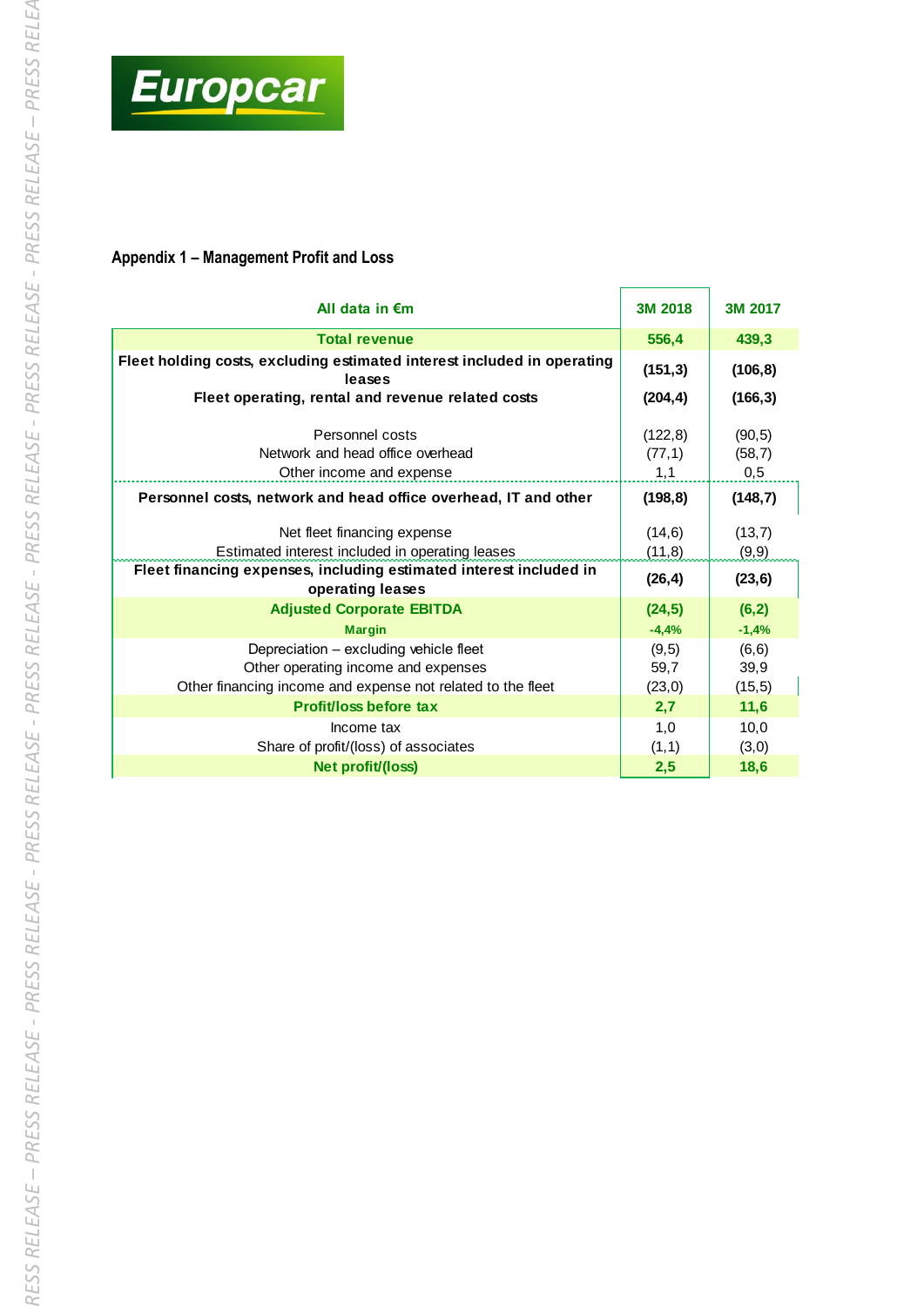## Appendix 1 – Management Profit and Loss

| All data in €m | 3M 2018 | 3M 2017 |
|---|---|---|
| **Total revenue** | **556,4** | **439,3** |
| **Fleet holding costs, excluding estimated interest included in operating leases** | **(151,3)** | **(106,8)** |
| **Fleet operating, rental and revenue related costs** | **(204,4)** | **(166,3)** |
| Personnel costs | (122,8) | (90,5) |
| Network and head office overhead | (77,1) | (58,7) |
| Other income and expense | 1,1 | 0,5 |
| **Personnel costs, network and head office overhead, IT and other** | **(198,8)** | **(148,7)** |
| Net fleet financing expense | (14,6) | (13,7) |
| Estimated interest included in operating leases | (11,8) | (9,9) |
| **Fleet financing expenses, including estimated interest included in operating leases** | **(26,4)** | **(23,6)** |
| **Adjusted Corporate EBITDA** | **(24,5)** | **(6,2)** |
| **Margin** | **-4,4%** | **-1,4%** |
| Depreciation – excluding vehicle fleet | (9,5) | (6,6) |
| Other operating income and expenses | 59,7 | 39,9 |
| Other financing income and expense not related to the fleet | (23,0) | (15,5) |
| **Profit/loss before tax** | **2,7** | **11,6** |
| Income tax | 1,0 | 10,0 |
| Share of profit/(loss) of associates | (1,1) | (3,0) |
| **Net profit/(loss)** | **2,5** | **18,6** |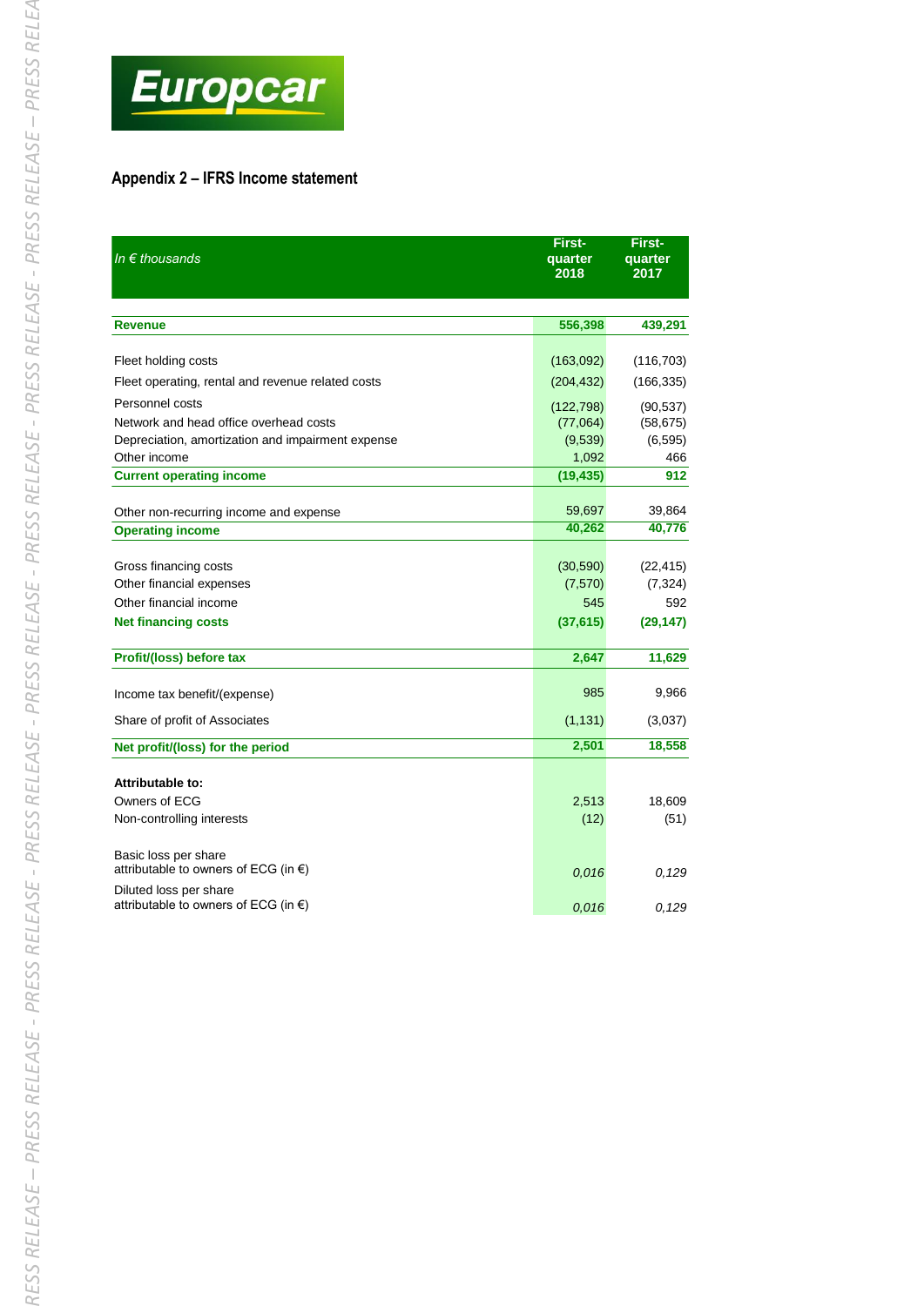## Appendix 2 – IFRS Income statement

| *In € thousands* | First-quarter 2018 | First-quarter 2017 |
|---|---|---|
| **Revenue** | **556,398** | **439,291** |
| Fleet holding costs | (163,092) | (116,703) |
| Fleet operating, rental and revenue related costs | (204,432) | (166,335) |
| Personnel costs | (122,798) | (90,537) |
| Network and head office overhead costs | (77,064) | (58,675) |
| Depreciation, amortization and impairment expense | (9,539) | (6,595) |
| Other income | 1,092 | 466 |
| **Current operating income** | **(19,435)** | **912** |
| Other non-recurring income and expense | 59,697 | 39,864 |
| **Operating income** | **40,262** | **40,776** |
| Gross financing costs | (30,590) | (22,415) |
| Other financial expenses | (7,570) | (7,324) |
| Other financial income | 545 | 592 |
| **Net financing costs** | **(37,615)** | **(29,147)** |
| **Profit/(loss) before tax** | **2,647** | **11,629** |
| Income tax benefit/(expense) | 985 | 9,966 |
| Share of profit of Associates | (1,131) | (3,037) |
| **Net profit/(loss) for the period** | **2,501** | **18,558** |
| **Attributable to:** | | |
| Owners of ECG | 2,513 | 18,609 |
| Non-controlling interests | (12) | (51) |
| Basic loss per share attributable to owners of ECG (in €) | *0,016* | *0,129* |
| Diluted loss per share attributable to owners of ECG (in €) | *0,016* | *0,129* |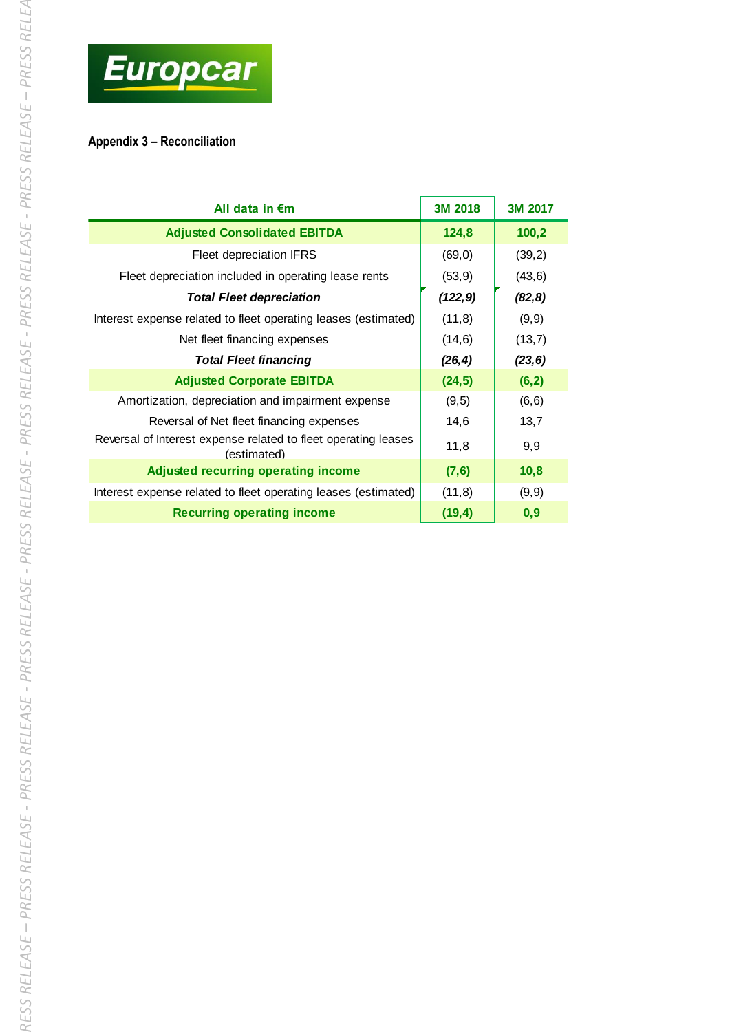**Appendix 3 – Reconciliation**

| All data in €m | 3M 2018 | 3M 2017 |
|---|---|---|
| **Adjusted Consolidated EBITDA** | **124,8** | **100,2** |
| Fleet depreciation IFRS | (69,0) | (39,2) |
| Fleet depreciation included in operating lease rents | (53,9) | (43,6) |
| ***Total Fleet depreciation*** | ***(122,9)*** | ***(82,8)*** |
| Interest expense related to fleet operating leases (estimated) | (11,8) | (9,9) |
| Net fleet financing expenses | (14,6) | (13,7) |
| ***Total Fleet financing*** | ***(26,4)*** | ***(23,6)*** |
| **Adjusted Corporate EBITDA** | **(24,5)** | **(6,2)** |
| Amortization, depreciation and impairment expense | (9,5) | (6,6) |
| Reversal of Net fleet financing expenses | 14,6 | 13,7 |
| Reversal of Interest expense related to fleet operating leases (estimated) | 11,8 | 9,9 |
| **Adjusted recurring operating income** | **(7,6)** | **10,8** |
| Interest expense related to fleet operating leases (estimated) | (11,8) | (9,9) |
| **Recurring operating income** | **(19,4)** | **0,9** |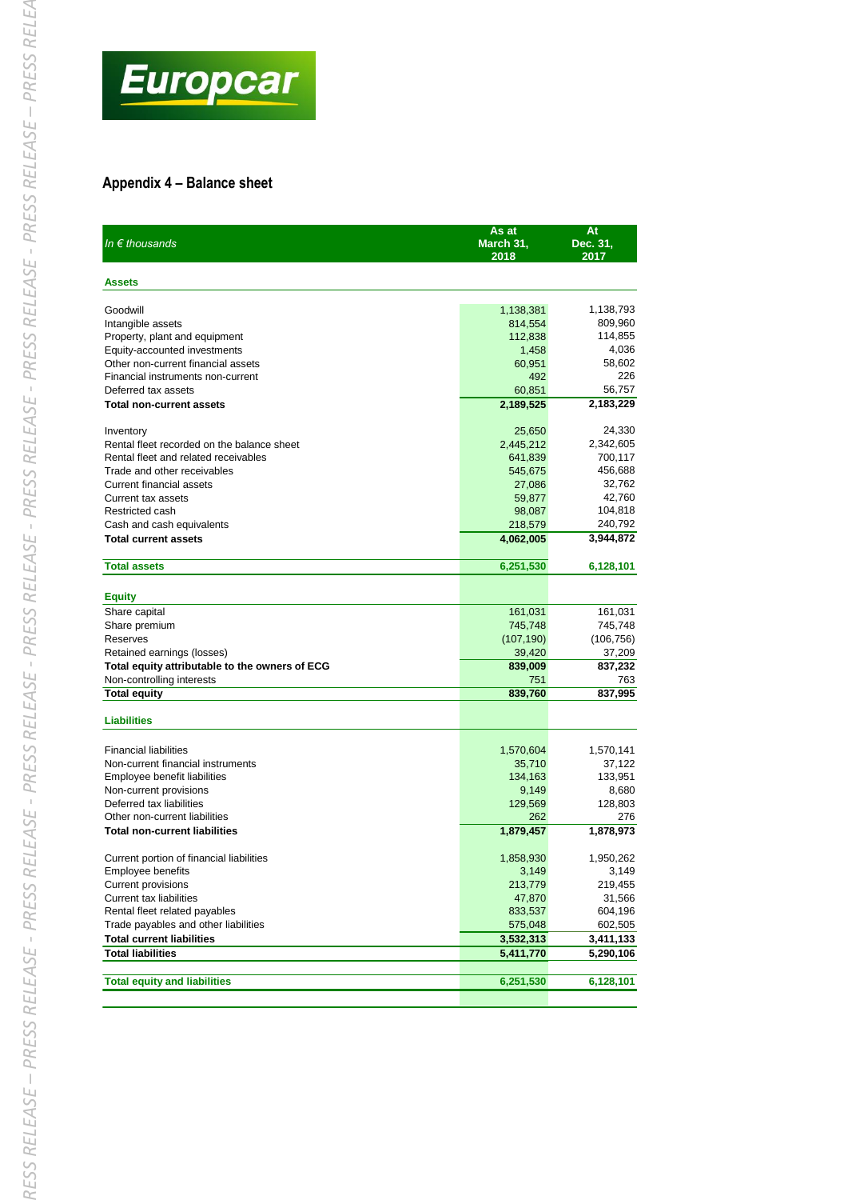## Appendix 4 – Balance sheet

| *In € thousands* | As at March 31, 2018 | At Dec. 31, 2017 |
|---|---|---|
| **Assets** | | |
| Goodwill | 1,138,381 | 1,138,793 |
| Intangible assets | 814,554 | 809,960 |
| Property, plant and equipment | 112,838 | 114,855 |
| Equity-accounted investments | 1,458 | 4,036 |
| Other non-current financial assets | 60,951 | 58,602 |
| Financial instruments non-current | 492 | 226 |
| Deferred tax assets | 60,851 | 56,757 |
| **Total non-current assets** | **2,189,525** | **2,183,229** |
| Inventory | 25,650 | 24,330 |
| Rental fleet recorded on the balance sheet | 2,445,212 | 2,342,605 |
| Rental fleet and related receivables | 641,839 | 700,117 |
| Trade and other receivables | 545,675 | 456,688 |
| Current financial assets | 27,086 | 32,762 |
| Current tax assets | 59,877 | 42,760 |
| Restricted cash | 98,087 | 104,818 |
| Cash and cash equivalents | 218,579 | 240,792 |
| **Total current assets** | **4,062,005** | **3,944,872** |
| **Total assets** | **6,251,530** | **6,128,101** |
| **Equity** | | |
| Share capital | 161,031 | 161,031 |
| Share premium | 745,748 | 745,748 |
| Reserves | (107,190) | (106,756) |
| Retained earnings (losses) | 39,420 | 37,209 |
| **Total equity attributable to the owners of ECG** | **839,009** | **837,232** |
| Non-controlling interests | 751 | 763 |
| **Total equity** | **839,760** | **837,995** |
| **Liabilities** | | |
| Financial liabilities | 1,570,604 | 1,570,141 |
| Non-current financial instruments | 35,710 | 37,122 |
| Employee benefit liabilities | 134,163 | 133,951 |
| Non-current provisions | 9,149 | 8,680 |
| Deferred tax liabilities | 129,569 | 128,803 |
| Other non-current liabilities | 262 | 276 |
| **Total non-current liabilities** | **1,879,457** | **1,878,973** |
| Current portion of financial liabilities | 1,858,930 | 1,950,262 |
| Employee benefits | 3,149 | 3,149 |
| Current provisions | 213,779 | 219,455 |
| Current tax liabilities | 47,870 | 31,566 |
| Rental fleet related payables | 833,537 | 604,196 |
| Trade payables and other liabilities | 575,048 | 602,505 |
| **Total current liabilities** | **3,532,313** | **3,411,133** |
| **Total liabilities** | **5,411,770** | **5,290,106** |
| **Total equity and liabilities** | **6,251,530** | **6,128,101** |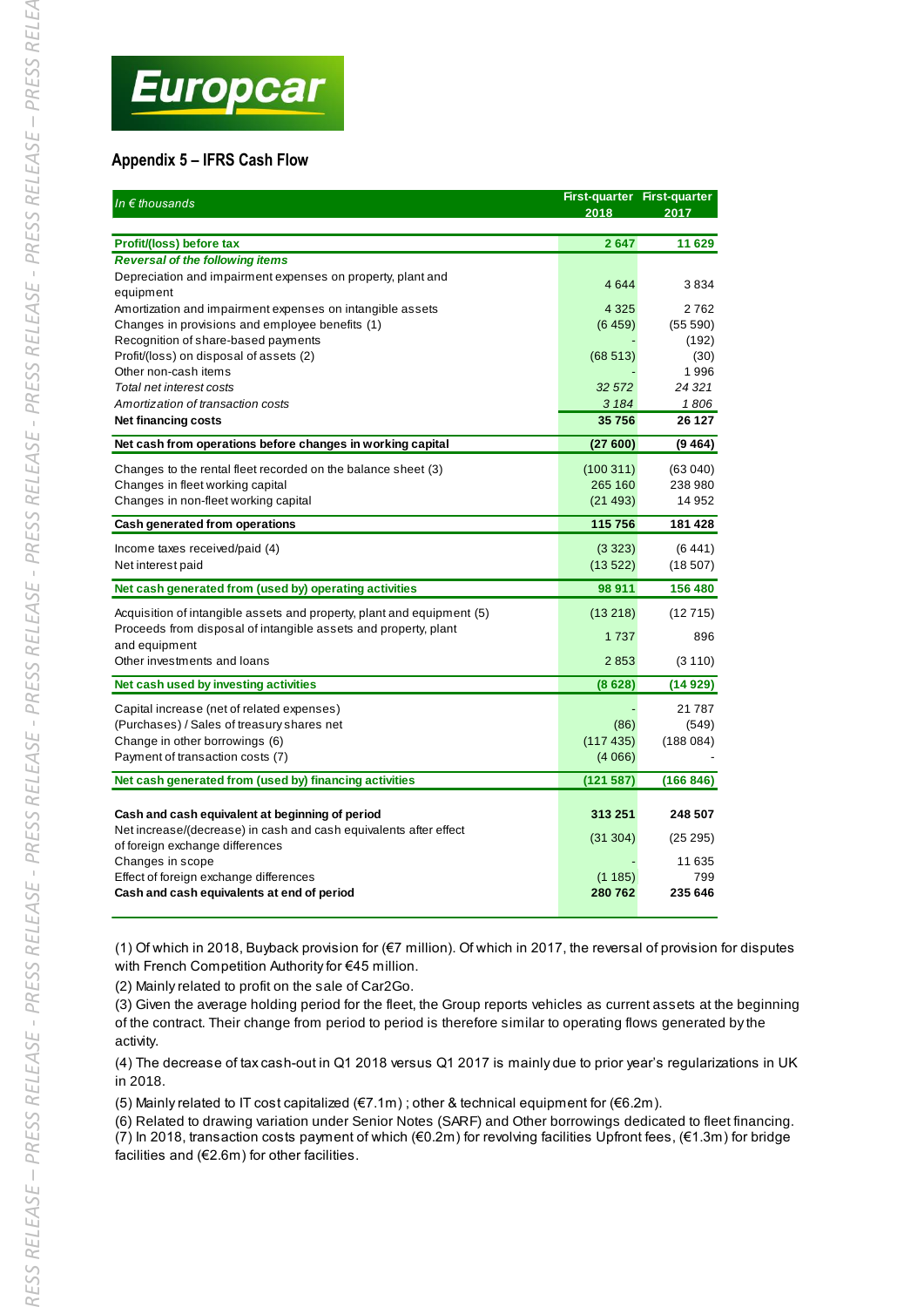## Appendix 5 – IFRS Cash Flow

| *In € thousands* | First-quarter 2018 | First-quarter 2017 |
|---|---|---|
| **Profit/(loss) before tax** | **2 647** | **11 629** |
| ***Reversal of the following items*** | | |
| Depreciation and impairment expenses on property, plant and equipment | 4 644 | 3 834 |
| Amortization and impairment expenses on intangible assets | 4 325 | 2 762 |
| Changes in provisions and employee benefits (1) | (6 459) | (55 590) |
| Recognition of share-based payments | - | (192) |
| Profit/(loss) on disposal of assets (2) | (68 513) | (30) |
| Other non-cash items | - | 1 996 |
| *Total net interest costs* | *32 572* | *24 321* |
| *Amortization of transaction costs* | *3 184* | *1 806* |
| **Net financing costs** | **35 756** | **26 127** |
| **Net cash from operations before changes in working capital** | **(27 600)** | **(9 464)** |
| Changes to the rental fleet recorded on the balance sheet (3) | (100 311) | (63 040) |
| Changes in fleet working capital | 265 160 | 238 980 |
| Changes in non-fleet working capital | (21 493) | 14 952 |
| **Cash generated from operations** | **115 756** | **181 428** |
| Income taxes received/paid (4) | (3 323) | (6 441) |
| Net interest paid | (13 522) | (18 507) |
| **Net cash generated from (used by) operating activities** | **98 911** | **156 480** |
| Acquisition of intangible assets and property, plant and equipment (5) | (13 218) | (12 715) |
| Proceeds from disposal of intangible assets and property, plant and equipment | 1 737 | 896 |
| Other investments and loans | 2 853 | (3 110) |
| **Net cash used by investing activities** | **(8 628)** | **(14 929)** |
| Capital increase (net of related expenses) | - | 21 787 |
| (Purchases) / Sales of treasury shares net | (86) | (549) |
| Change in other borrowings (6) | (117 435) | (188 084) |
| Payment of transaction costs (7) | (4 066) | - |
| **Net cash generated from (used by) financing activities** | **(121 587)** | **(166 846)** |
| **Cash and cash equivalent at beginning of period** | **313 251** | **248 507** |
| Net increase/(decrease) in cash and cash equivalents after effect of foreign exchange differences | (31 304) | (25 295) |
| Changes in scope | - | 11 635 |
| Effect of foreign exchange differences | (1 185) | 799 |
| **Cash and cash equivalents at end of period** | **280 762** | **235 646** |

(1) Of which in 2018, Buyback provision for (€7 million). Of which in 2017, the reversal of provision for disputes with French Competition Authority for €45 million.

(2) Mainly related to profit on the sale of Car2Go.

(3) Given the average holding period for the fleet, the Group reports vehicles as current assets at the beginning of the contract. Their change from period to period is therefore similar to operating flows generated by the activity.

(4) The decrease of tax cash-out in Q1 2018 versus Q1 2017 is mainly due to prior year's regularizations in UK in 2018.

(5) Mainly related to IT cost capitalized (€7.1m) ; other & technical equipment for (€6.2m).

(6) Related to drawing variation under Senior Notes (SARF) and Other borrowings dedicated to fleet financing.

(7) In 2018, transaction costs payment of which (€0.2m) for revolving facilities Upfront fees, (€1.3m) for bridge facilities and (€2.6m) for other facilities.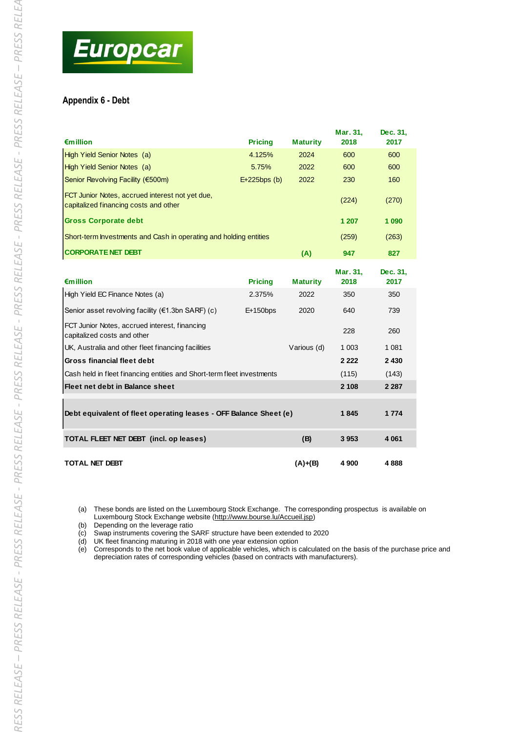## Appendix 6 - Debt

| €million | Pricing | Maturity | Mar. 31, 2018 | Dec. 31, 2017 |
|---|---|---|---|---|
| High Yield Senior Notes (a) | 4.125% | 2024 | 600 | 600 |
| High Yield Senior Notes (a) | 5.75% | 2022 | 600 | 600 |
| Senior Revolving Facility (€500m) | E+225bps (b) | 2022 | 230 | 160 |
| FCT Junior Notes, accrued interest not yet due, capitalized financing costs and other | | | (224) | (270) |
| **Gross Corporate debt** | | | **1 207** | **1 090** |
| Short-term Investments and Cash in operating and holding entities | | | (259) | (263) |
| **CORPORATE NET DEBT** | | **(A)** | **947** | **827** |

| €million | Pricing | Maturity | Mar. 31, 2018 | Dec. 31, 2017 |
|---|---|---|---|---|
| High Yield EC Finance Notes (a) | 2.375% | 2022 | 350 | 350 |
| Senior asset revolving facility (€1.3bn SARF) (c) | E+150bps | 2020 | 640 | 739 |
| FCT Junior Notes, accrued interest, financing capitalized costs and other | | | 228 | 260 |
| UK, Australia and other fleet financing facilities | | Various (d) | 1 003 | 1 081 |
| **Gross financial fleet debt** | | | **2 222** | **2 430** |
| Cash held in fleet financing entities and Short-term fleet investments | | | (115) | (143) |
| **Fleet net debt in Balance sheet** | | | **2 108** | **2 287** |
| **Debt equivalent of fleet operating leases - OFF Balance Sheet (e)** | | | **1 845** | **1 774** |
| **TOTAL FLEET NET DEBT (incl. op leases)** | | **(B)** | **3 953** | **4 061** |
| **TOTAL NET DEBT** | | **(A)+(B)** | **4 900** | **4 888** |

(a) These bonds are listed on the Luxembourg Stock Exchange. The corresponding prospectus is available on Luxembourg Stock Exchange website (http://www.bourse.lu/Accueil.jsp)
(b) Depending on the leverage ratio
(c) Swap instruments covering the SARF structure have been extended to 2020
(d) UK fleet financing maturing in 2018 with one year extension option
(e) Corresponds to the net book value of applicable vehicles, which is calculated on the basis of the purchase price and depreciation rates of corresponding vehicles (based on contracts with manufacturers).